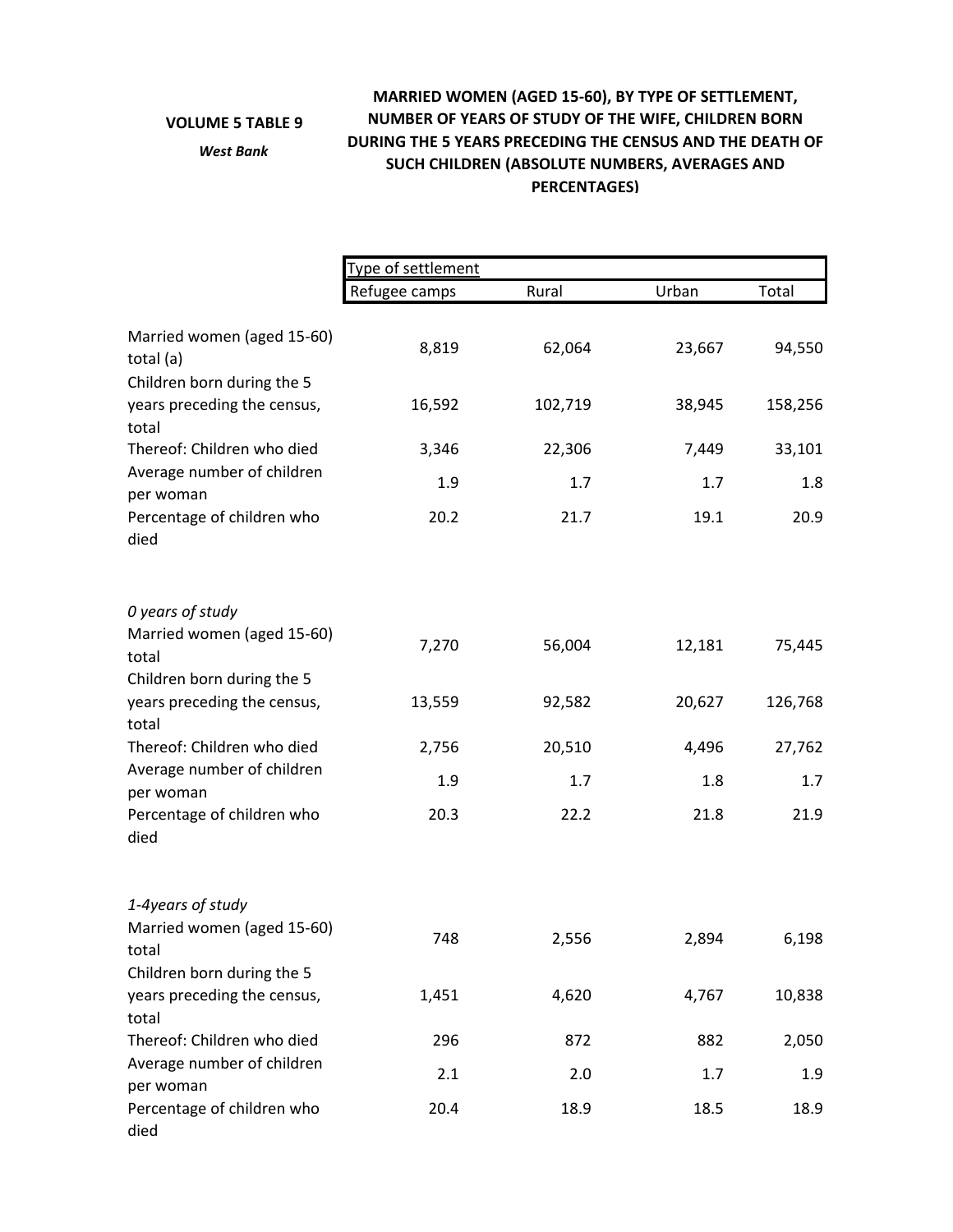**VOLUME 5 TABLE 9**

*West Bank*

**MARRIED WOMEN (AGED 15-60), BY TYPE OF SETTLEMENT, NUMBER OF YEARS OF STUDY OF THE WIFE, CHILDREN BORN DURING THE 5 YEARS PRECEDING THE CENSUS AND THE DEATH OF SUCH CHILDREN (ABSOLUTE NUMBERS, AVERAGES AND PERCENTAGES)**

| | Type of settlement | | | |
|---|---|---|---|---|
| | Refugee camps | Rural | Urban | Total |
| Married women (aged 15-60) total (a) | 8,819 | 62,064 | 23,667 | 94,550 |
| Children born during the 5 years preceding the census, total | 16,592 | 102,719 | 38,945 | 158,256 |
| Thereof: Children who died | 3,346 | 22,306 | 7,449 | 33,101 |
| Average number of children per woman | 1.9 | 1.7 | 1.7 | 1.8 |
| Percentage of children who died | 20.2 | 21.7 | 19.1 | 20.9 |
| *0 years of study* | | | | |
| Married women (aged 15-60) total | 7,270 | 56,004 | 12,181 | 75,445 |
| Children born during the 5 years preceding the census, total | 13,559 | 92,582 | 20,627 | 126,768 |
| Thereof: Children who died | 2,756 | 20,510 | 4,496 | 27,762 |
| Average number of children per woman | 1.9 | 1.7 | 1.8 | 1.7 |
| Percentage of children who died | 20.3 | 22.2 | 21.8 | 21.9 |
| *1-4years of study* | | | | |
| Married women (aged 15-60) total | 748 | 2,556 | 2,894 | 6,198 |
| Children born during the 5 years preceding the census, total | 1,451 | 4,620 | 4,767 | 10,838 |
| Thereof: Children who died | 296 | 872 | 882 | 2,050 |
| Average number of children per woman | 2.1 | 2.0 | 1.7 | 1.9 |
| Percentage of children who died | 20.4 | 18.9 | 18.5 | 18.9 |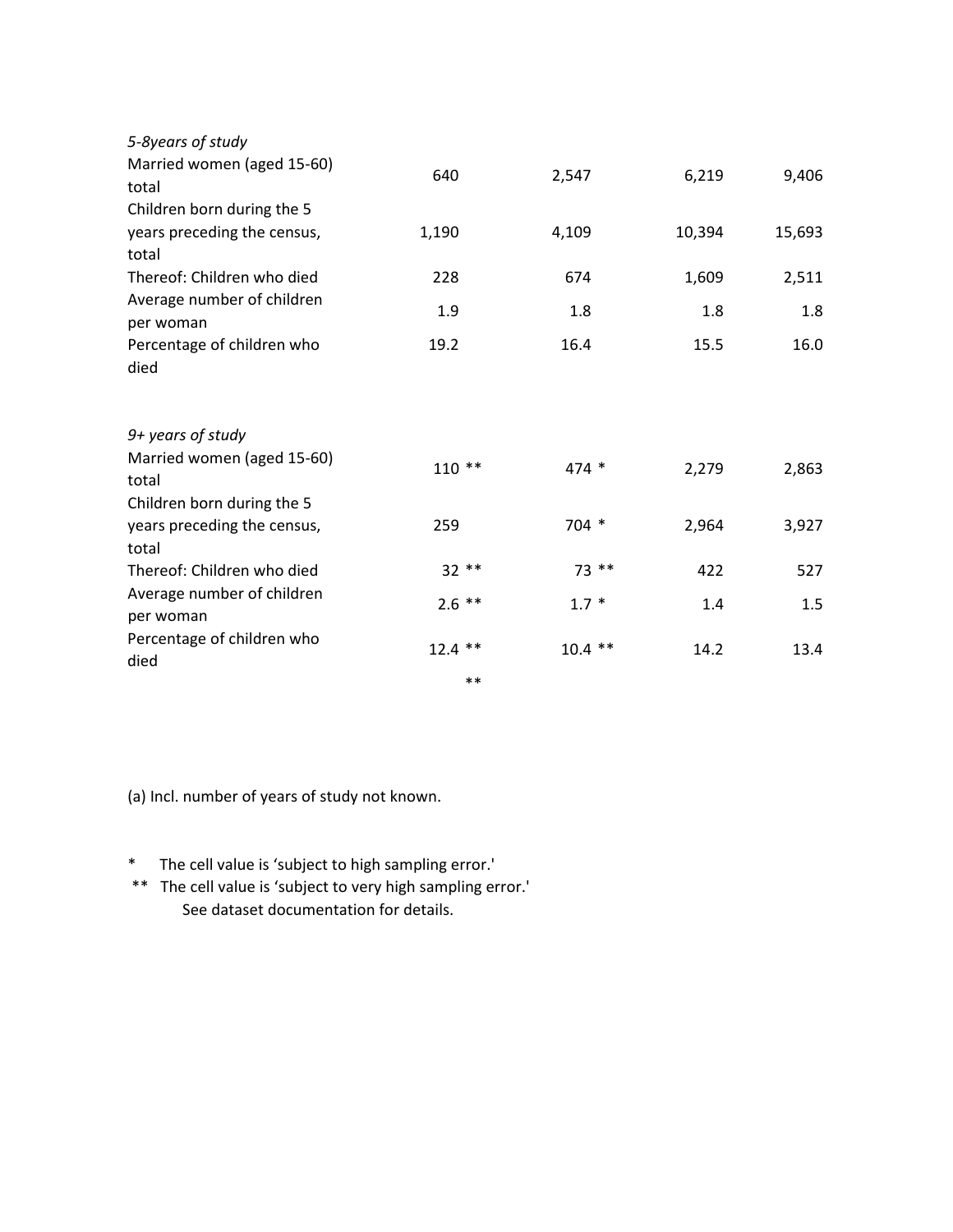| | | | | |
|---|---|---|---|---|
| *5-8years of study* | | | | |
| Married women (aged 15-60) total | 640 | 2,547 | 6,219 | 9,406 |
| Children born during the 5 years preceding the census, total | 1,190 | 4,109 | 10,394 | 15,693 |
| Thereof: Children who died | 228 | 674 | 1,609 | 2,511 |
| Average number of children per woman | 1.9 | 1.8 | 1.8 | 1.8 |
| Percentage of children who died | 19.2 | 16.4 | 15.5 | 16.0 |
| | | | | |
| *9+ years of study* | | | | |
| Married women (aged 15-60) total | 110 ** | 474 * | 2,279 | 2,863 |
| Children born during the 5 years preceding the census, total | 259 | 704 * | 2,964 | 3,927 |
| Thereof: Children who died | 32 ** | 73 ** | 422 | 527 |
| Average number of children per woman | 2.6 ** | 1.7 * | 1.4 | 1.5 |
| Percentage of children who died | 12.4 ** | 10.4 ** | 14.2 | 13.4 |
| | ** | | | |

(a) Incl. number of years of study not known.

\* The cell value is 'subject to high sampling error.'
\** The cell value is 'subject to very high sampling error.'
See dataset documentation for details.